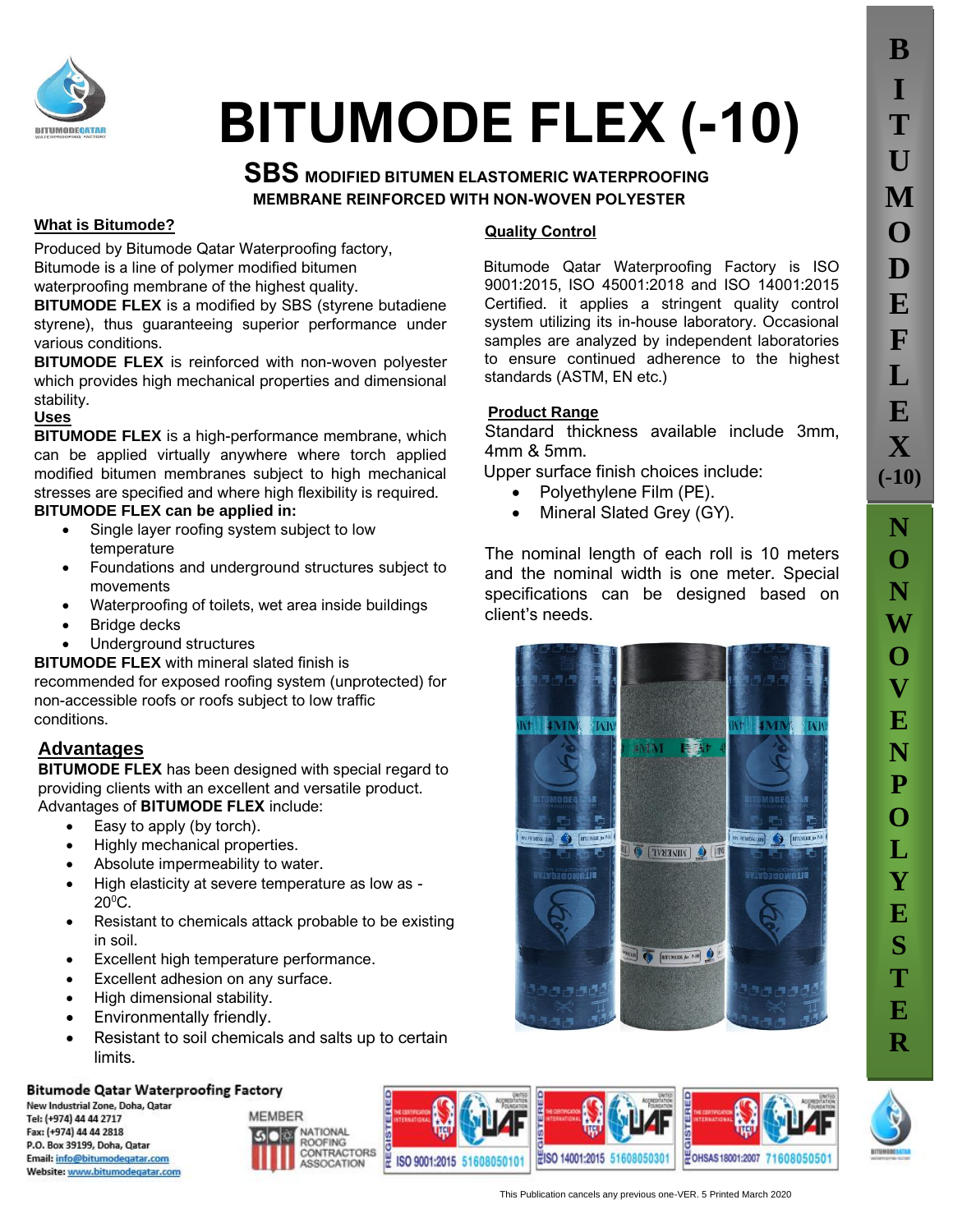# BITUMODE FLEX (-10)

## SBS MODIFIED BITUMEN ELASTOMERIC WATERPROOFING MEMBRANE REINFORCED WITH NON-WOVEN POLYESTER

### What is Bitumode?

Produced by Bitumode Qatar Waterproofing factory, Bitumode is a line of polymer modified bitumen waterproofing membrane of the highest quality.

**BITUMODE FLEX** is a modified by SBS (styrene butadiene styrene), thus guaranteeing superior performance under various conditions.

**BITUMODE FLEX** is reinforced with non-woven polyester which provides high mechanical properties and dimensional stability.

### Uses

**BITUMODE FLEX** is a high-performance membrane, which can be applied virtually anywhere where torch applied modified bitumen membranes subject to high mechanical stresses are specified and where high flexibility is required.

**BITUMODE FLEX can be applied in:**

- Single layer roofing system subject to low temperature
- Foundations and underground structures subject to movements
- Waterproofing of toilets, wet area inside buildings
- Bridge decks
- Underground structures

**BITUMODE FLEX** with mineral slated finish is recommended for exposed roofing system (unprotected) for non-accessible roofs or roofs subject to low traffic conditions.

### Advantages

**BITUMODE FLEX** has been designed with special regard to providing clients with an excellent and versatile product. Advantages of **BITUMODE FLEX** include:

- Easy to apply (by torch).
- Highly mechanical properties.
- Absolute impermeability to water.
- High elasticity at severe temperature as low as -20$^{0}$C.
- Resistant to chemicals attack probable to be existing in soil.
- Excellent high temperature performance.
- Excellent adhesion on any surface.
- High dimensional stability.
- Environmentally friendly.
- Resistant to soil chemicals and salts up to certain limits.

### Quality Control

Bitumode Qatar Waterproofing Factory is ISO 9001:2015, ISO 45001:2018 and ISO 14001:2015 Certified. it applies a stringent quality control system utilizing its in-house laboratory. Occasional samples are analyzed by independent laboratories to ensure continued adherence to the highest standards (ASTM, EN etc.)

### Product Range

Standard thickness available include 3mm, 4mm & 5mm.

Upper surface finish choices include:

- Polyethylene Film (PE).
- Mineral Slated Grey (GY).

The nominal length of each roll is 10 meters and the nominal width is one meter. Special specifications can be designed based on client's needs.

**Bitumode Qatar Waterproofing Factory**
New Industrial Zone, Doha, Qatar
Tel: (+974) 44 44 2717
Fax: (+974) 44 44 2818
P.O. Box 39199, Doha, Qatar
Email: info@bitumodeqatar.com
Website: www.bitumodeqatar.com

MEMBER NATIONAL ROOFING CONTRACTORS ASSOCATION

ISO 9001:2015 51608050101 | ISO 14001:2015 51608050301 | OHSAS 18001:2007 71608050501

This Publication cancels any previous one-VER. 5 Printed March 2020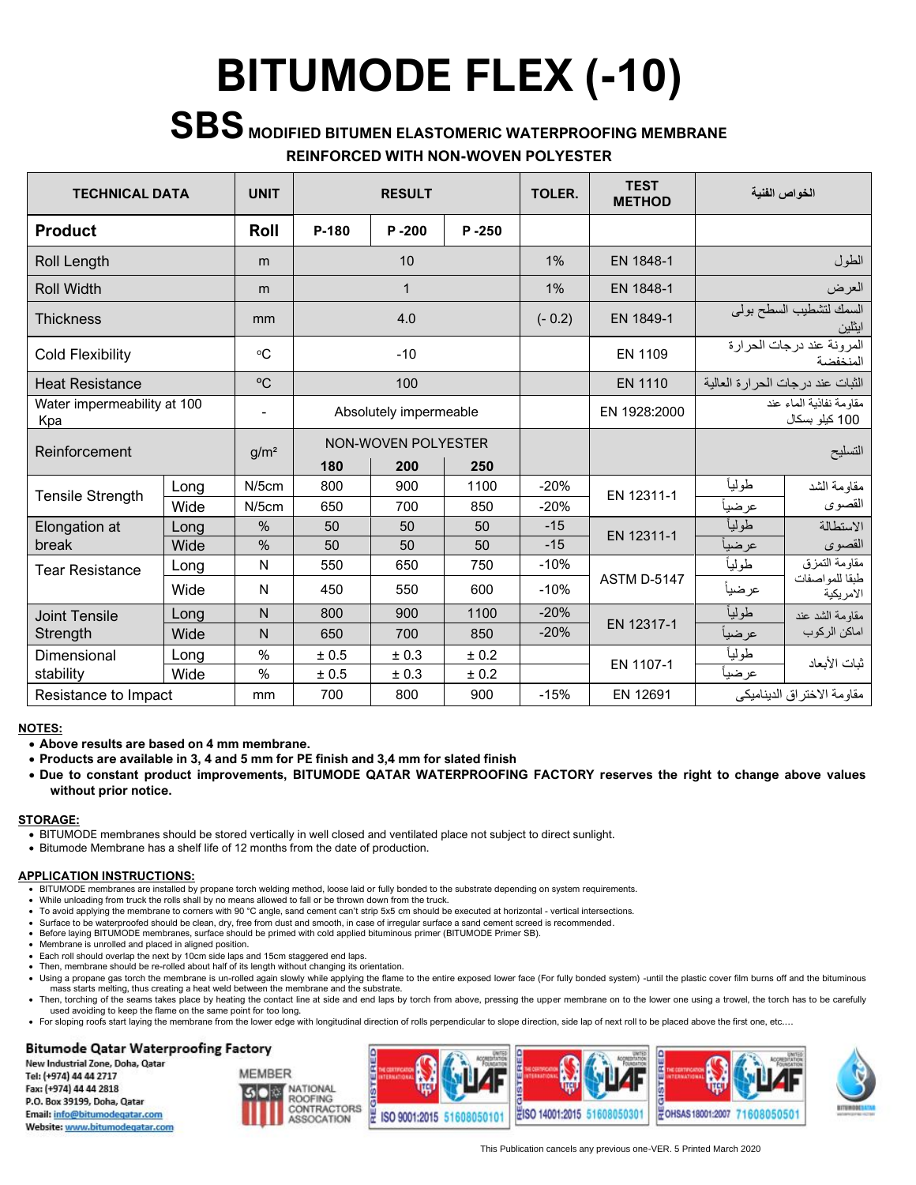# BITUMODE FLEX (-10)

## SBS MODIFIED BITUMEN ELASTOMERIC WATERPROOFING MEMBRANE

### REINFORCED WITH NON-WOVEN POLYESTER

| TECHNICAL DATA | | UNIT | RESULT | | | TOLER. | TEST METHOD | الخواص الفنية | |
|---|---|---|---|---|---|---|---|---|---|
| **Product** | | **Roll** | **P-180** | **P -200** | **P -250** | | | | |
| Roll Length | | m | 10 | | | 1% | EN 1848-1 | الطول | |
| Roll Width | | m | 1 | | | 1% | EN 1848-1 | العرض | |
| Thickness | | mm | 4.0 | | | (- 0.2) | EN 1849-1 | السمك لتشطيب السطح بولى ايثلين | |
| Cold Flexibility | | °C | -10 | | | | EN 1109 | المرونة عند درجات الحرارة المنخفضة | |
| Heat Resistance | | °C | 100 | | | | EN 1110 | الثبات عند درجات الحرارة العالية | |
| Water impermeability at 100 Kpa | | - | Absolutely impermeable | | | | EN 1928:2000 | مقاومة نفاذية الماء عند 100 كيلو بسكال | |
| Reinforcement | | g/m² | NON-WOVEN POLYESTER 180 | 200 | 250 | | | التسليح | |
| Tensile Strength | Long | N/5cm | 800 | 900 | 1100 | -20% | EN 12311-1 | طولياً | مقاومة الشد القصوى |
| | Wide | N/5cm | 650 | 700 | 850 | -20% | | عرضياً | |
| Elongation at break | Long | % | 50 | 50 | 50 | -15 | EN 12311-1 | طولياً | الاستطالة القصوى |
| | Wide | % | 50 | 50 | 50 | -15 | | عرضياً | |
| Tear Resistance | Long | N | 550 | 650 | 750 | -10% | ASTM D-5147 | طولياً | مقاومة التمزق طبقا للمواصفات الامريكية |
| | Wide | N | 450 | 550 | 600 | -10% | | عرضياً | |
| Joint Tensile Strength | Long | N | 800 | 900 | 1100 | -20% | EN 12317-1 | طولياً | مقاومة الشد عند اماكن الركوب |
| | Wide | N | 650 | 700 | 850 | -20% | | عرضياً | |
| Dimensional stability | Long | % | ± 0.5 | ± 0.3 | ± 0.2 | | EN 1107-1 | طولياً | ثبات الأبعاد |
| | Wide | % | ± 0.5 | ± 0.3 | ± 0.2 | | | عرضياً | |
| Resistance to Impact | | mm | 700 | 800 | 900 | -15% | EN 12691 | مقاومة الاختراق الديناميكى | |

**NOTES:**

- **Above results are based on 4 mm membrane.**
- **Products are available in 3, 4 and 5 mm for PE finish and 3,4 mm for slated finish**
- **Due to constant product improvements, BITUMODE QATAR WATERPROOFING FACTORY reserves the right to change above values without prior notice.**

**STORAGE:**

- BITUMODE membranes should be stored vertically in well closed and ventilated place not subject to direct sunlight.
- Bitumode Membrane has a shelf life of 12 months from the date of production.

**APPLICATION INSTRUCTIONS:**

- BITUMODE membranes are installed by propane torch welding method, loose laid or fully bonded to the substrate depending on system requirements.
- While unloading from truck the rolls shall by no means allowed to fall or be thrown down from the truck.
- To avoid applying the membrane to corners with 90 °C angle, sand cement can't strip 5x5 cm should be executed at horizontal - vertical intersections.
- Surface to be waterproofed should be clean, dry, free from dust and smooth, in case of irregular surface a sand cement screed is recommended.
- Before laying BITUMODE membranes, surface should be primed with cold applied bituminous primer (BITUMODE Primer SB).
- Membrane is unrolled and placed in aligned position.
- Each roll should overlap the next by 10cm side laps and 15cm staggered end laps.
- Then, membrane should be re-rolled about half of its length without changing its orientation.
- Using a propane gas torch the membrane is un-rolled again slowly while applying the flame to the entire exposed lower face (For fully bonded system) -until the plastic cover film burns off and the bituminous mass starts melting, thus creating a heat weld between the membrane and the substrate.
- Then, torching of the seams takes place by heating the contact line at side and end laps by torch from above, pressing the upper membrane on to the lower one using a trowel, the torch has to be carefully used avoiding to keep the flame on the same point for too long.
- For sloping roofs start laying the membrane from the lower edge with longitudinal direction of rolls perpendicular to slope direction, side lap of next roll to be placed above the first one, etc.…

**Bitumode Qatar Waterproofing Factory**
New Industrial Zone, Doha, Qatar
Tel: (+974) 44 44 2717
Fax: (+974) 44 44 2818
P.O. Box 39199, Doha, Qatar
Email: info@bitumodeqatar.com
Website: www.bitumodeqatar.com

MEMBER NATIONAL ROOFING CONTRACTORS ASSOCIATION

ISO 9001:2015 51608050101
ISO 14001:2015 51608050301
OHSAS 18001:2007 71608050501

This Publication cancels any previous one-VER. 5 Printed March 2020